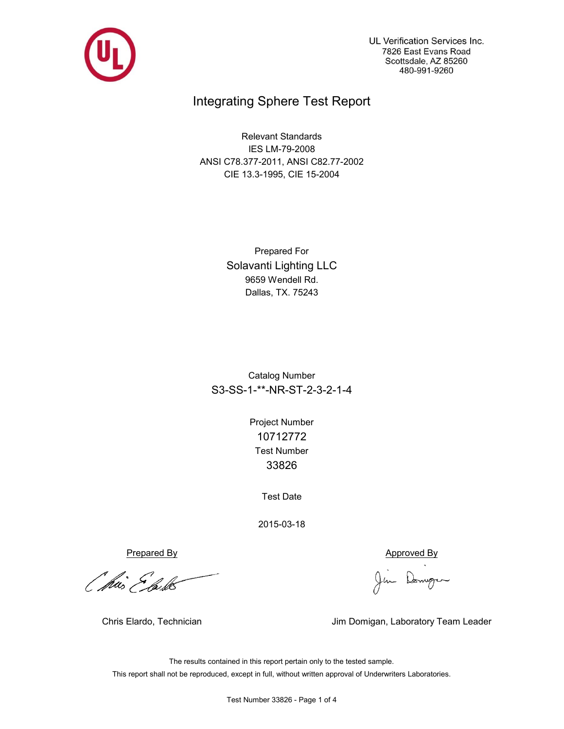UL Verification Services Inc.
7826 East Evans Road
Scottsdale, AZ 85260
480-991-9260

# Integrating Sphere Test Report

Relevant Standards
IES LM-79-2008
ANSI C78.377-2011, ANSI C82.77-2002
CIE 13.3-1995, CIE 15-2004

Prepared For
**Solavanti Lighting LLC**
9659 Wendell Rd.
Dallas, TX. 75243

Catalog Number
**S3-SS-1-**-NR-ST-2-3-2-1-4**

Project Number
**10712772**

Test Number
**33826**

Test Date

2015-03-18

Prepared By

Chris Elardo, Technician

Approved By

Jim Domigan, Laboratory Team Leader

The results contained in this report pertain only to the tested sample.
This report shall not be reproduced, except in full, without written approval of Underwriters Laboratories.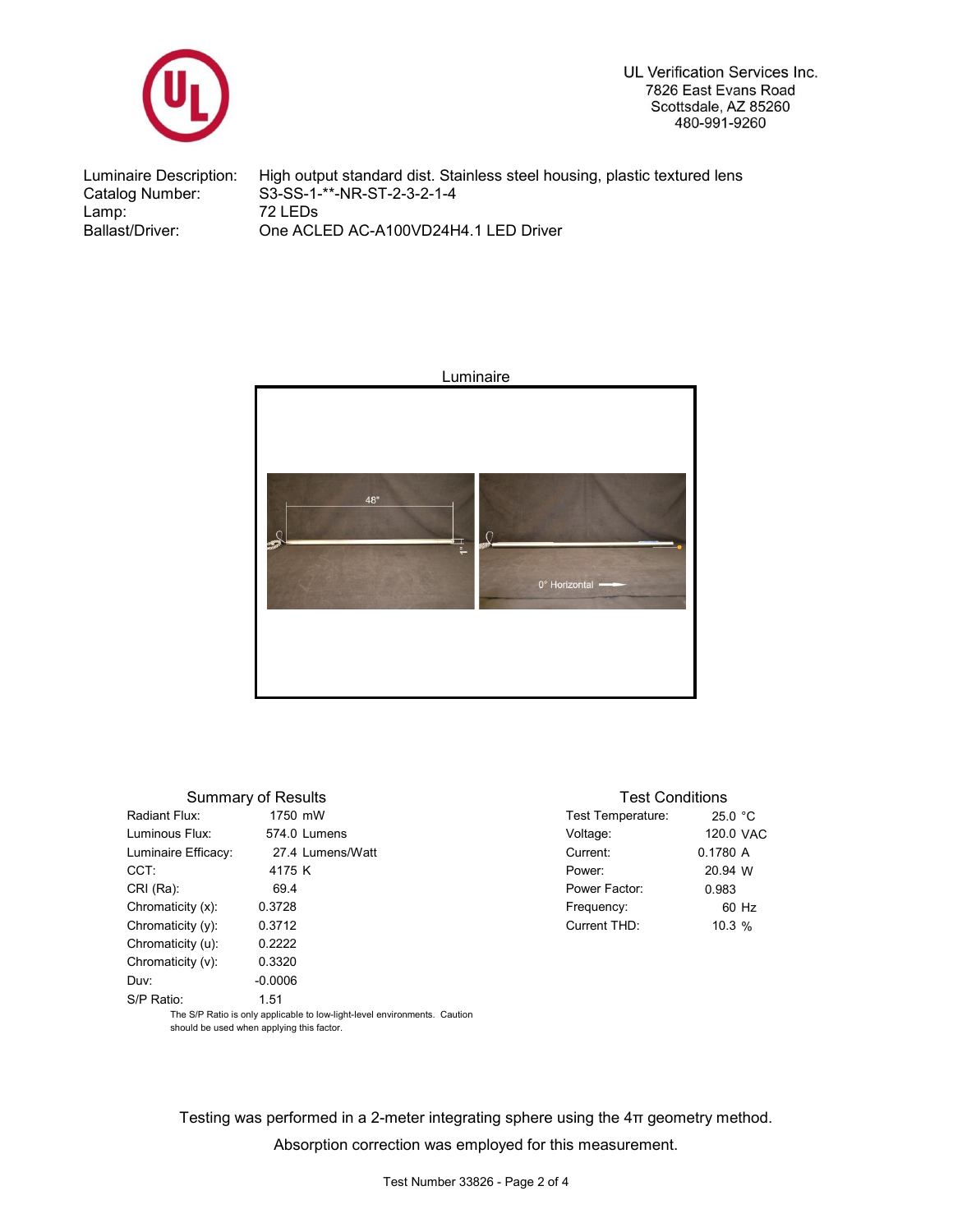UL Verification Services Inc.
7826 East Evans Road
Scottsdale, AZ 85260
480-991-9260

| | |
|---|---|
| Luminaire Description: | High output standard dist. Stainless steel housing, plastic textured lens |
| Catalog Number: | S3-SS-1-**-NR-ST-2-3-2-1-4 |
| Lamp: | 72 LEDs |
| Ballast/Driver: | One ACLED AC-A100VD24H4.1 LED Driver |

Luminaire

## Summary of Results

| | |
|---|---|
| Radiant Flux: | 1750 mW |
| Luminous Flux: | 574.0 Lumens |
| Luminaire Efficacy: | 27.4 Lumens/Watt |
| CCT: | 4175 K |
| CRI (Ra): | 69.4 |
| Chromaticity (x): | 0.3728 |
| Chromaticity (y): | 0.3712 |
| Chromaticity (u): | 0.2222 |
| Chromaticity (v): | 0.3320 |
| Duv: | -0.0006 |
| S/P Ratio: | 1.51 |

The S/P Ratio is only applicable to low-light-level environments. Caution should be used when applying this factor.

## Test Conditions

| | |
|---|---|
| Test Temperature: | 25.0 °C |
| Voltage: | 120.0 VAC |
| Current: | 0.1780 A |
| Power: | 20.94 W |
| Power Factor: | 0.983 |
| Frequency: | 60 Hz |
| Current THD: | 10.3 % |

Testing was performed in a 2-meter integrating sphere using the 4π geometry method.

Absorption correction was employed for this measurement.

Test Number 33826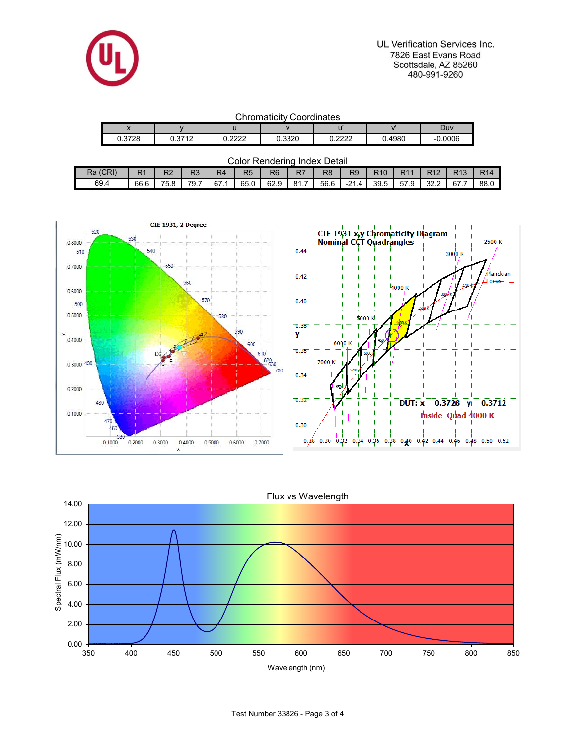UL Verification Services Inc.
7826 East Evans Road
Scottsdale, AZ 85260
480-991-9260

## Chromaticity Coordinates

| x | y | u | v | u' | v' | Duv |
|---|---|---|---|---|---|---|
| 0.3728 | 0.3712 | 0.2222 | 0.3320 | 0.2222 | 0.4980 | -0.0006 |

## Color Rendering Index Detail

| Ra (CRI) | R1 | R2 | R3 | R4 | R5 | R6 | R7 | R8 | R9 | R10 | R11 | R12 | R13 | R14 |
|---|---|---|---|---|---|---|---|---|---|---|---|---|---|---|
| 69.4 | 66.6 | 75.8 | 79.7 | 67.1 | 65.0 | 62.9 | 81.7 | 56.6 | -21.4 | 39.5 | 57.9 | 32.2 | 67.7 | 88.0 |

CIE 1931, 2 Degree

CIE 1931 x,y Chromaticity Diagram
Nominal CCT Quadrangles

DUT: x = 0.3728 y = 0.3712
inside Quad 4000 K

Flux vs Wavelength

Test Number 33826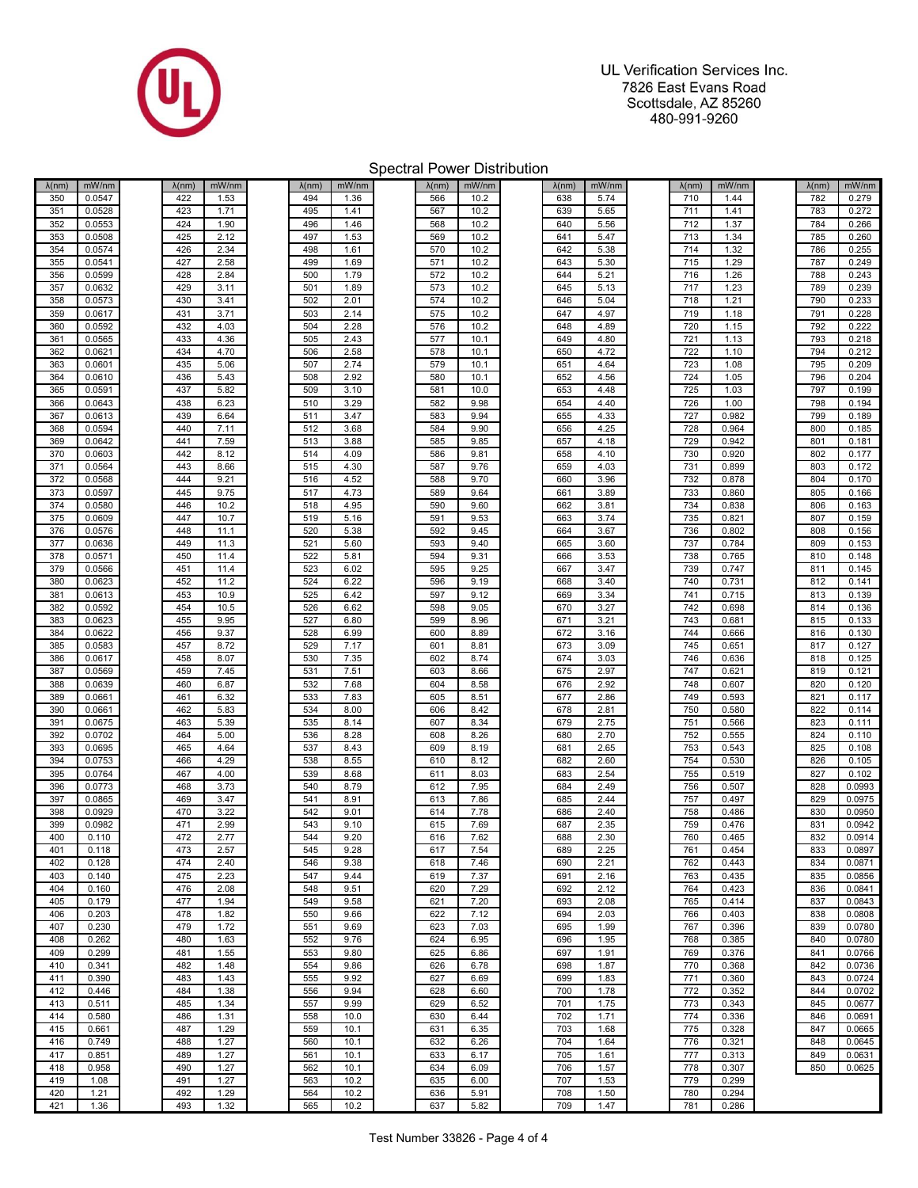## Spectral Power Distribution

| λ(nm) | mW/nm | λ(nm) | mW/nm | λ(nm) | mW/nm | λ(nm) | mW/nm | λ(nm) | mW/nm | λ(nm) | mW/nm | λ(nm) | mW/nm |
|---|---|---|---|---|---|---|---|---|---|---|---|---|---|
| 350 | 0.0547 | 422 | 1.53 | 494 | 1.36 | 566 | 10.2 | 638 | 5.74 | 710 | 1.44 | 782 | 0.279 |
| 351 | 0.0528 | 423 | 1.71 | 495 | 1.41 | 567 | 10.2 | 639 | 5.65 | 711 | 1.41 | 783 | 0.272 |
| 352 | 0.0553 | 424 | 1.90 | 496 | 1.46 | 568 | 10.2 | 640 | 5.56 | 712 | 1.37 | 784 | 0.266 |
| 353 | 0.0508 | 425 | 2.12 | 497 | 1.53 | 569 | 10.2 | 641 | 5.47 | 713 | 1.34 | 785 | 0.260 |
| 354 | 0.0574 | 426 | 2.34 | 498 | 1.61 | 570 | 10.2 | 642 | 5.38 | 714 | 1.32 | 786 | 0.255 |
| 355 | 0.0541 | 427 | 2.58 | 499 | 1.69 | 571 | 10.2 | 643 | 5.30 | 715 | 1.29 | 787 | 0.249 |
| 356 | 0.0599 | 428 | 2.84 | 500 | 1.79 | 572 | 10.2 | 644 | 5.21 | 716 | 1.26 | 788 | 0.243 |
| 357 | 0.0632 | 429 | 3.11 | 501 | 1.89 | 573 | 10.2 | 645 | 5.13 | 717 | 1.23 | 789 | 0.239 |
| 358 | 0.0573 | 430 | 3.41 | 502 | 2.01 | 574 | 10.2 | 646 | 5.04 | 718 | 1.21 | 790 | 0.233 |
| 359 | 0.0617 | 431 | 3.71 | 503 | 2.14 | 575 | 10.2 | 647 | 4.97 | 719 | 1.18 | 791 | 0.228 |
| 360 | 0.0592 | 432 | 4.03 | 504 | 2.28 | 576 | 10.2 | 648 | 4.89 | 720 | 1.15 | 792 | 0.222 |
| 361 | 0.0565 | 433 | 4.36 | 505 | 2.43 | 577 | 10.1 | 649 | 4.80 | 721 | 1.13 | 793 | 0.218 |
| 362 | 0.0621 | 434 | 4.70 | 506 | 2.58 | 578 | 10.1 | 650 | 4.72 | 722 | 1.10 | 794 | 0.212 |
| 363 | 0.0601 | 435 | 5.06 | 507 | 2.74 | 579 | 10.1 | 651 | 4.64 | 723 | 1.08 | 795 | 0.209 |
| 364 | 0.0610 | 436 | 5.43 | 508 | 2.92 | 580 | 10.1 | 652 | 4.56 | 724 | 1.05 | 796 | 0.204 |
| 365 | 0.0591 | 437 | 5.82 | 509 | 3.10 | 581 | 10.0 | 653 | 4.48 | 725 | 1.03 | 797 | 0.199 |
| 366 | 0.0643 | 438 | 6.23 | 510 | 3.29 | 582 | 9.98 | 654 | 4.40 | 726 | 1.00 | 798 | 0.194 |
| 367 | 0.0613 | 439 | 6.64 | 511 | 3.47 | 583 | 9.94 | 655 | 4.33 | 727 | 0.982 | 799 | 0.189 |
| 368 | 0.0594 | 440 | 7.11 | 512 | 3.68 | 584 | 9.90 | 656 | 4.25 | 728 | 0.964 | 800 | 0.185 |
| 369 | 0.0642 | 441 | 7.59 | 513 | 3.88 | 585 | 9.85 | 657 | 4.18 | 729 | 0.942 | 801 | 0.181 |
| 370 | 0.0603 | 442 | 8.12 | 514 | 4.09 | 586 | 9.81 | 658 | 4.10 | 730 | 0.920 | 802 | 0.177 |
| 371 | 0.0564 | 443 | 8.66 | 515 | 4.30 | 587 | 9.76 | 659 | 4.03 | 731 | 0.899 | 803 | 0.172 |
| 372 | 0.0568 | 444 | 9.21 | 516 | 4.52 | 588 | 9.70 | 660 | 3.96 | 732 | 0.878 | 804 | 0.170 |
| 373 | 0.0597 | 445 | 9.75 | 517 | 4.73 | 589 | 9.64 | 661 | 3.89 | 733 | 0.860 | 805 | 0.166 |
| 374 | 0.0580 | 446 | 10.2 | 518 | 4.95 | 590 | 9.60 | 662 | 3.81 | 734 | 0.838 | 806 | 0.163 |
| 375 | 0.0609 | 447 | 10.7 | 519 | 5.16 | 591 | 9.53 | 663 | 3.74 | 735 | 0.821 | 807 | 0.159 |
| 376 | 0.0576 | 448 | 11.1 | 520 | 5.38 | 592 | 9.45 | 664 | 3.67 | 736 | 0.802 | 808 | 0.156 |
| 377 | 0.0636 | 449 | 11.3 | 521 | 5.60 | 593 | 9.40 | 665 | 3.60 | 737 | 0.784 | 809 | 0.153 |
| 378 | 0.0571 | 450 | 11.4 | 522 | 5.81 | 594 | 9.31 | 666 | 3.53 | 738 | 0.765 | 810 | 0.148 |
| 379 | 0.0566 | 451 | 11.4 | 523 | 6.02 | 595 | 9.25 | 667 | 3.47 | 739 | 0.747 | 811 | 0.145 |
| 380 | 0.0623 | 452 | 11.2 | 524 | 6.22 | 596 | 9.19 | 668 | 3.40 | 740 | 0.731 | 812 | 0.141 |
| 381 | 0.0613 | 453 | 10.9 | 525 | 6.42 | 597 | 9.12 | 669 | 3.34 | 741 | 0.715 | 813 | 0.139 |
| 382 | 0.0592 | 454 | 10.5 | 526 | 6.62 | 598 | 9.05 | 670 | 3.27 | 742 | 0.698 | 814 | 0.136 |
| 383 | 0.0623 | 455 | 9.95 | 527 | 6.80 | 599 | 8.96 | 671 | 3.21 | 743 | 0.681 | 815 | 0.133 |
| 384 | 0.0622 | 456 | 9.37 | 528 | 6.99 | 600 | 8.89 | 672 | 3.16 | 744 | 0.666 | 816 | 0.130 |
| 385 | 0.0583 | 457 | 8.72 | 529 | 7.17 | 601 | 8.81 | 673 | 3.09 | 745 | 0.651 | 817 | 0.127 |
| 386 | 0.0617 | 458 | 8.07 | 530 | 7.35 | 602 | 8.74 | 674 | 3.03 | 746 | 0.636 | 818 | 0.125 |
| 387 | 0.0569 | 459 | 7.45 | 531 | 7.51 | 603 | 8.66 | 675 | 2.97 | 747 | 0.621 | 819 | 0.121 |
| 388 | 0.0639 | 460 | 6.87 | 532 | 7.68 | 604 | 8.58 | 676 | 2.92 | 748 | 0.607 | 820 | 0.120 |
| 389 | 0.0661 | 461 | 6.32 | 533 | 7.83 | 605 | 8.51 | 677 | 2.86 | 749 | 0.593 | 821 | 0.117 |
| 390 | 0.0661 | 462 | 5.83 | 534 | 8.00 | 606 | 8.42 | 678 | 2.81 | 750 | 0.580 | 822 | 0.114 |
| 391 | 0.0675 | 463 | 5.39 | 535 | 8.14 | 607 | 8.34 | 679 | 2.75 | 751 | 0.566 | 823 | 0.111 |
| 392 | 0.0702 | 464 | 5.00 | 536 | 8.28 | 608 | 8.26 | 680 | 2.70 | 752 | 0.555 | 824 | 0.110 |
| 393 | 0.0695 | 465 | 4.64 | 537 | 8.43 | 609 | 8.19 | 681 | 2.65 | 753 | 0.543 | 825 | 0.108 |
| 394 | 0.0753 | 466 | 4.29 | 538 | 8.55 | 610 | 8.12 | 682 | 2.60 | 754 | 0.530 | 826 | 0.105 |
| 395 | 0.0764 | 467 | 4.00 | 539 | 8.68 | 611 | 8.03 | 683 | 2.54 | 755 | 0.519 | 827 | 0.102 |
| 396 | 0.0773 | 468 | 3.73 | 540 | 8.79 | 612 | 7.95 | 684 | 2.49 | 756 | 0.507 | 828 | 0.0993 |
| 397 | 0.0865 | 469 | 3.47 | 541 | 8.91 | 613 | 7.86 | 685 | 2.44 | 757 | 0.497 | 829 | 0.0975 |
| 398 | 0.0929 | 470 | 3.22 | 542 | 9.01 | 614 | 7.78 | 686 | 2.40 | 758 | 0.486 | 830 | 0.0950 |
| 399 | 0.0982 | 471 | 2.99 | 543 | 9.10 | 615 | 7.69 | 687 | 2.35 | 759 | 0.476 | 831 | 0.0942 |
| 400 | 0.110 | 472 | 2.77 | 544 | 9.20 | 616 | 7.62 | 688 | 2.30 | 760 | 0.465 | 832 | 0.0914 |
| 401 | 0.118 | 473 | 2.57 | 545 | 9.28 | 617 | 7.54 | 689 | 2.25 | 761 | 0.454 | 833 | 0.0897 |
| 402 | 0.128 | 474 | 2.40 | 546 | 9.38 | 618 | 7.46 | 690 | 2.21 | 762 | 0.443 | 834 | 0.0871 |
| 403 | 0.140 | 475 | 2.23 | 547 | 9.44 | 619 | 7.37 | 691 | 2.16 | 763 | 0.435 | 835 | 0.0856 |
| 404 | 0.160 | 476 | 2.08 | 548 | 9.51 | 620 | 7.29 | 692 | 2.12 | 764 | 0.423 | 836 | 0.0841 |
| 405 | 0.179 | 477 | 1.94 | 549 | 9.58 | 621 | 7.20 | 693 | 2.08 | 765 | 0.414 | 837 | 0.0843 |
| 406 | 0.203 | 478 | 1.82 | 550 | 9.66 | 622 | 7.12 | 694 | 2.03 | 766 | 0.403 | 838 | 0.0808 |
| 407 | 0.230 | 479 | 1.72 | 551 | 9.69 | 623 | 7.03 | 695 | 1.99 | 767 | 0.396 | 839 | 0.0780 |
| 408 | 0.262 | 480 | 1.63 | 552 | 9.76 | 624 | 6.95 | 696 | 1.95 | 768 | 0.385 | 840 | 0.0780 |
| 409 | 0.299 | 481 | 1.55 | 553 | 9.80 | 625 | 6.86 | 697 | 1.91 | 769 | 0.376 | 841 | 0.0766 |
| 410 | 0.341 | 482 | 1.48 | 554 | 9.86 | 626 | 6.78 | 698 | 1.87 | 770 | 0.368 | 842 | 0.0736 |
| 411 | 0.390 | 483 | 1.43 | 555 | 9.92 | 627 | 6.69 | 699 | 1.83 | 771 | 0.360 | 843 | 0.0724 |
| 412 | 0.446 | 484 | 1.38 | 556 | 9.94 | 628 | 6.60 | 700 | 1.78 | 772 | 0.352 | 844 | 0.0702 |
| 413 | 0.511 | 485 | 1.34 | 557 | 9.99 | 629 | 6.52 | 701 | 1.75 | 773 | 0.343 | 845 | 0.0677 |
| 414 | 0.580 | 486 | 1.31 | 558 | 10.0 | 630 | 6.44 | 702 | 1.71 | 774 | 0.336 | 846 | 0.0691 |
| 415 | 0.661 | 487 | 1.29 | 559 | 10.1 | 631 | 6.35 | 703 | 1.68 | 775 | 0.328 | 847 | 0.0665 |
| 416 | 0.749 | 488 | 1.27 | 560 | 10.1 | 632 | 6.26 | 704 | 1.64 | 776 | 0.321 | 848 | 0.0645 |
| 417 | 0.851 | 489 | 1.27 | 561 | 10.1 | 633 | 6.17 | 705 | 1.61 | 777 | 0.313 | 849 | 0.0631 |
| 418 | 0.958 | 490 | 1.27 | 562 | 10.1 | 634 | 6.09 | 706 | 1.57 | 778 | 0.307 | 850 | 0.0625 |
| 419 | 1.08 | 491 | 1.27 | 563 | 10.2 | 635 | 6.00 | 707 | 1.53 | 779 | 0.299 | | |
| 420 | 1.21 | 492 | 1.29 | 564 | 10.2 | 636 | 5.91 | 708 | 1.50 | 780 | 0.294 | | |
| 421 | 1.36 | 493 | 1.32 | 565 | 10.2 | 637 | 5.82 | 709 | 1.47 | 781 | 0.286 | | |